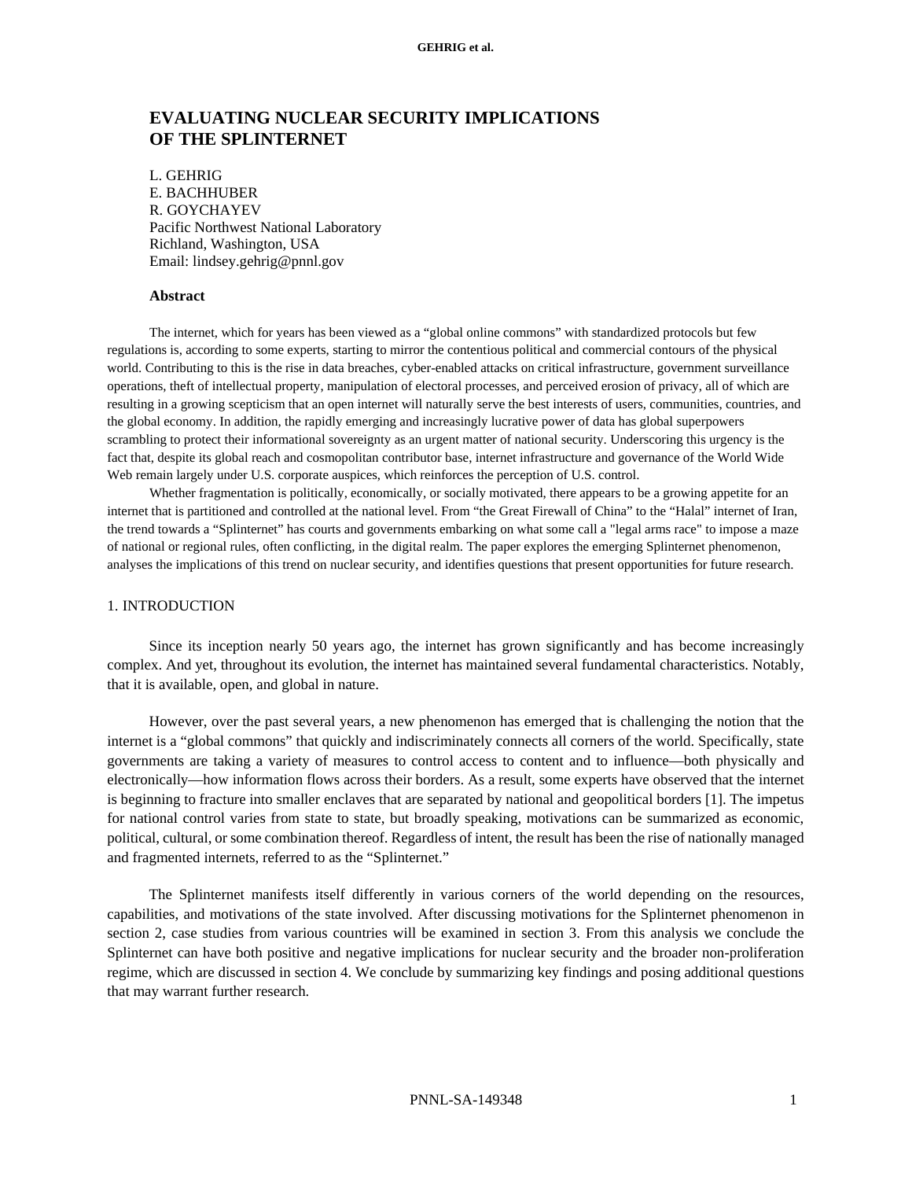# EVALUATING NUCLEAR SECURITY IMPLICATIONS OF THE SPLINTERNET

L. GEHRIG
E. BACHHUBER
R. GOYCHAYEV
Pacific Northwest National Laboratory
Richland, Washington, USA
Email: lindsey.gehrig@pnnl.gov

**Abstract**

The internet, which for years has been viewed as a "global online commons" with standardized protocols but few regulations is, according to some experts, starting to mirror the contentious political and commercial contours of the physical world. Contributing to this is the rise in data breaches, cyber-enabled attacks on critical infrastructure, government surveillance operations, theft of intellectual property, manipulation of electoral processes, and perceived erosion of privacy, all of which are resulting in a growing scepticism that an open internet will naturally serve the best interests of users, communities, countries, and the global economy. In addition, the rapidly emerging and increasingly lucrative power of data has global superpowers scrambling to protect their informational sovereignty as an urgent matter of national security. Underscoring this urgency is the fact that, despite its global reach and cosmopolitan contributor base, internet infrastructure and governance of the World Wide Web remain largely under U.S. corporate auspices, which reinforces the perception of U.S. control.

Whether fragmentation is politically, economically, or socially motivated, there appears to be a growing appetite for an internet that is partitioned and controlled at the national level. From "the Great Firewall of China" to the "Halal" internet of Iran, the trend towards a "Splinternet" has courts and governments embarking on what some call a "legal arms race" to impose a maze of national or regional rules, often conflicting, in the digital realm. The paper explores the emerging Splinternet phenomenon, analyses the implications of this trend on nuclear security, and identifies questions that present opportunities for future research.

## 1. INTRODUCTION

Since its inception nearly 50 years ago, the internet has grown significantly and has become increasingly complex. And yet, throughout its evolution, the internet has maintained several fundamental characteristics. Notably, that it is available, open, and global in nature.

However, over the past several years, a new phenomenon has emerged that is challenging the notion that the internet is a "global commons" that quickly and indiscriminately connects all corners of the world. Specifically, state governments are taking a variety of measures to control access to content and to influence—both physically and electronically—how information flows across their borders. As a result, some experts have observed that the internet is beginning to fracture into smaller enclaves that are separated by national and geopolitical borders [1]. The impetus for national control varies from state to state, but broadly speaking, motivations can be summarized as economic, political, cultural, or some combination thereof. Regardless of intent, the result has been the rise of nationally managed and fragmented internets, referred to as the "Splinternet."

The Splinternet manifests itself differently in various corners of the world depending on the resources, capabilities, and motivations of the state involved. After discussing motivations for the Splinternet phenomenon in section 2, case studies from various countries will be examined in section 3. From this analysis we conclude the Splinternet can have both positive and negative implications for nuclear security and the broader non-proliferation regime, which are discussed in section 4. We conclude by summarizing key findings and posing additional questions that may warrant further research.

PNNL-SA-149348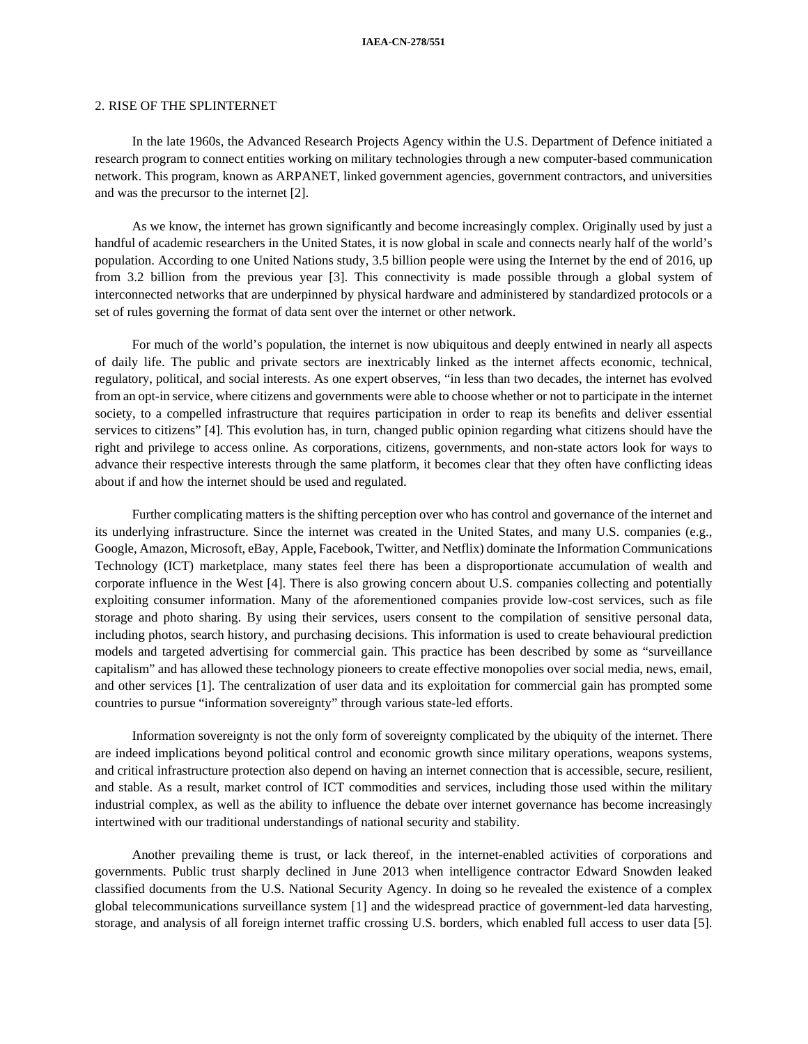## 2. RISE OF THE SPLINTERNET

In the late 1960s, the Advanced Research Projects Agency within the U.S. Department of Defence initiated a research program to connect entities working on military technologies through a new computer-based communication network. This program, known as ARPANET, linked government agencies, government contractors, and universities and was the precursor to the internet [2].

As we know, the internet has grown significantly and become increasingly complex. Originally used by just a handful of academic researchers in the United States, it is now global in scale and connects nearly half of the world's population. According to one United Nations study, 3.5 billion people were using the Internet by the end of 2016, up from 3.2 billion from the previous year [3]. This connectivity is made possible through a global system of interconnected networks that are underpinned by physical hardware and administered by standardized protocols or a set of rules governing the format of data sent over the internet or other network.

For much of the world's population, the internet is now ubiquitous and deeply entwined in nearly all aspects of daily life. The public and private sectors are inextricably linked as the internet affects economic, technical, regulatory, political, and social interests. As one expert observes, "in less than two decades, the internet has evolved from an opt-in service, where citizens and governments were able to choose whether or not to participate in the internet society, to a compelled infrastructure that requires participation in order to reap its benefits and deliver essential services to citizens" [4]. This evolution has, in turn, changed public opinion regarding what citizens should have the right and privilege to access online. As corporations, citizens, governments, and non-state actors look for ways to advance their respective interests through the same platform, it becomes clear that they often have conflicting ideas about if and how the internet should be used and regulated.

Further complicating matters is the shifting perception over who has control and governance of the internet and its underlying infrastructure. Since the internet was created in the United States, and many U.S. companies (e.g., Google, Amazon, Microsoft, eBay, Apple, Facebook, Twitter, and Netflix) dominate the Information Communications Technology (ICT) marketplace, many states feel there has been a disproportionate accumulation of wealth and corporate influence in the West [4]. There is also growing concern about U.S. companies collecting and potentially exploiting consumer information. Many of the aforementioned companies provide low-cost services, such as file storage and photo sharing. By using their services, users consent to the compilation of sensitive personal data, including photos, search history, and purchasing decisions. This information is used to create behavioural prediction models and targeted advertising for commercial gain. This practice has been described by some as "surveillance capitalism" and has allowed these technology pioneers to create effective monopolies over social media, news, email, and other services [1]. The centralization of user data and its exploitation for commercial gain has prompted some countries to pursue "information sovereignty" through various state-led efforts.

Information sovereignty is not the only form of sovereignty complicated by the ubiquity of the internet. There are indeed implications beyond political control and economic growth since military operations, weapons systems, and critical infrastructure protection also depend on having an internet connection that is accessible, secure, resilient, and stable. As a result, market control of ICT commodities and services, including those used within the military industrial complex, as well as the ability to influence the debate over internet governance has become increasingly intertwined with our traditional understandings of national security and stability.

Another prevailing theme is trust, or lack thereof, in the internet-enabled activities of corporations and governments. Public trust sharply declined in June 2013 when intelligence contractor Edward Snowden leaked classified documents from the U.S. National Security Agency. In doing so he revealed the existence of a complex global telecommunications surveillance system [1] and the widespread practice of government-led data harvesting, storage, and analysis of all foreign internet traffic crossing U.S. borders, which enabled full access to user data [5].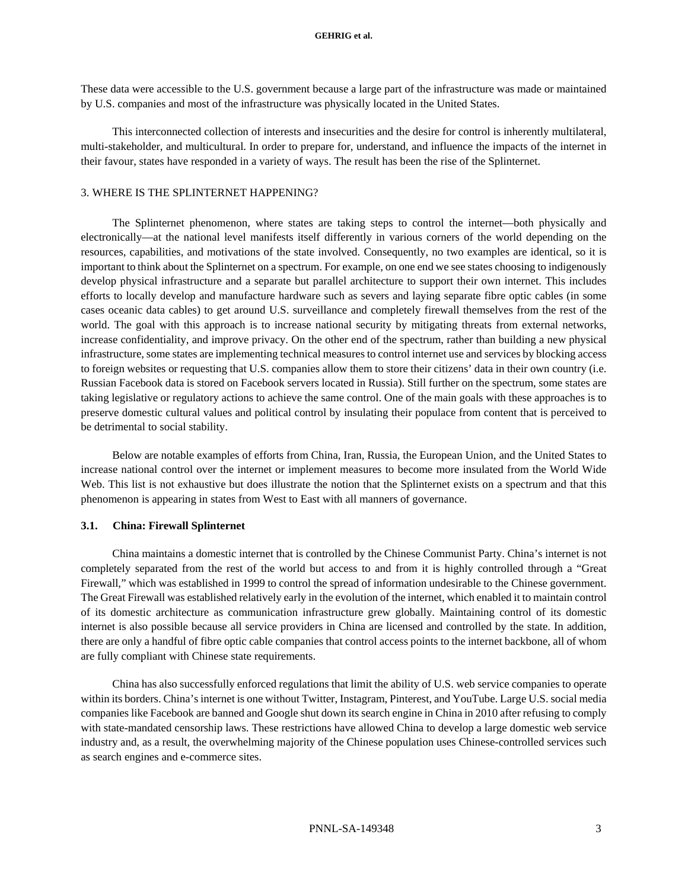These data were accessible to the U.S. government because a large part of the infrastructure was made or maintained by U.S. companies and most of the infrastructure was physically located in the United States.

This interconnected collection of interests and insecurities and the desire for control is inherently multilateral, multi-stakeholder, and multicultural. In order to prepare for, understand, and influence the impacts of the internet in their favour, states have responded in a variety of ways. The result has been the rise of the Splinternet.

## 3. WHERE IS THE SPLINTERNET HAPPENING?

The Splinternet phenomenon, where states are taking steps to control the internet—both physically and electronically—at the national level manifests itself differently in various corners of the world depending on the resources, capabilities, and motivations of the state involved. Consequently, no two examples are identical, so it is important to think about the Splinternet on a spectrum. For example, on one end we see states choosing to indigenously develop physical infrastructure and a separate but parallel architecture to support their own internet. This includes efforts to locally develop and manufacture hardware such as severs and laying separate fibre optic cables (in some cases oceanic data cables) to get around U.S. surveillance and completely firewall themselves from the rest of the world. The goal with this approach is to increase national security by mitigating threats from external networks, increase confidentiality, and improve privacy. On the other end of the spectrum, rather than building a new physical infrastructure, some states are implementing technical measures to control internet use and services by blocking access to foreign websites or requesting that U.S. companies allow them to store their citizens' data in their own country (i.e. Russian Facebook data is stored on Facebook servers located in Russia). Still further on the spectrum, some states are taking legislative or regulatory actions to achieve the same control. One of the main goals with these approaches is to preserve domestic cultural values and political control by insulating their populace from content that is perceived to be detrimental to social stability.

Below are notable examples of efforts from China, Iran, Russia, the European Union, and the United States to increase national control over the internet or implement measures to become more insulated from the World Wide Web. This list is not exhaustive but does illustrate the notion that the Splinternet exists on a spectrum and that this phenomenon is appearing in states from West to East with all manners of governance.

### 3.1. China: Firewall Splinternet

China maintains a domestic internet that is controlled by the Chinese Communist Party. China's internet is not completely separated from the rest of the world but access to and from it is highly controlled through a "Great Firewall," which was established in 1999 to control the spread of information undesirable to the Chinese government. The Great Firewall was established relatively early in the evolution of the internet, which enabled it to maintain control of its domestic architecture as communication infrastructure grew globally. Maintaining control of its domestic internet is also possible because all service providers in China are licensed and controlled by the state. In addition, there are only a handful of fibre optic cable companies that control access points to the internet backbone, all of whom are fully compliant with Chinese state requirements.

China has also successfully enforced regulations that limit the ability of U.S. web service companies to operate within its borders. China's internet is one without Twitter, Instagram, Pinterest, and YouTube. Large U.S. social media companies like Facebook are banned and Google shut down its search engine in China in 2010 after refusing to comply with state-mandated censorship laws. These restrictions have allowed China to develop a large domestic web service industry and, as a result, the overwhelming majority of the Chinese population uses Chinese-controlled services such as search engines and e-commerce sites.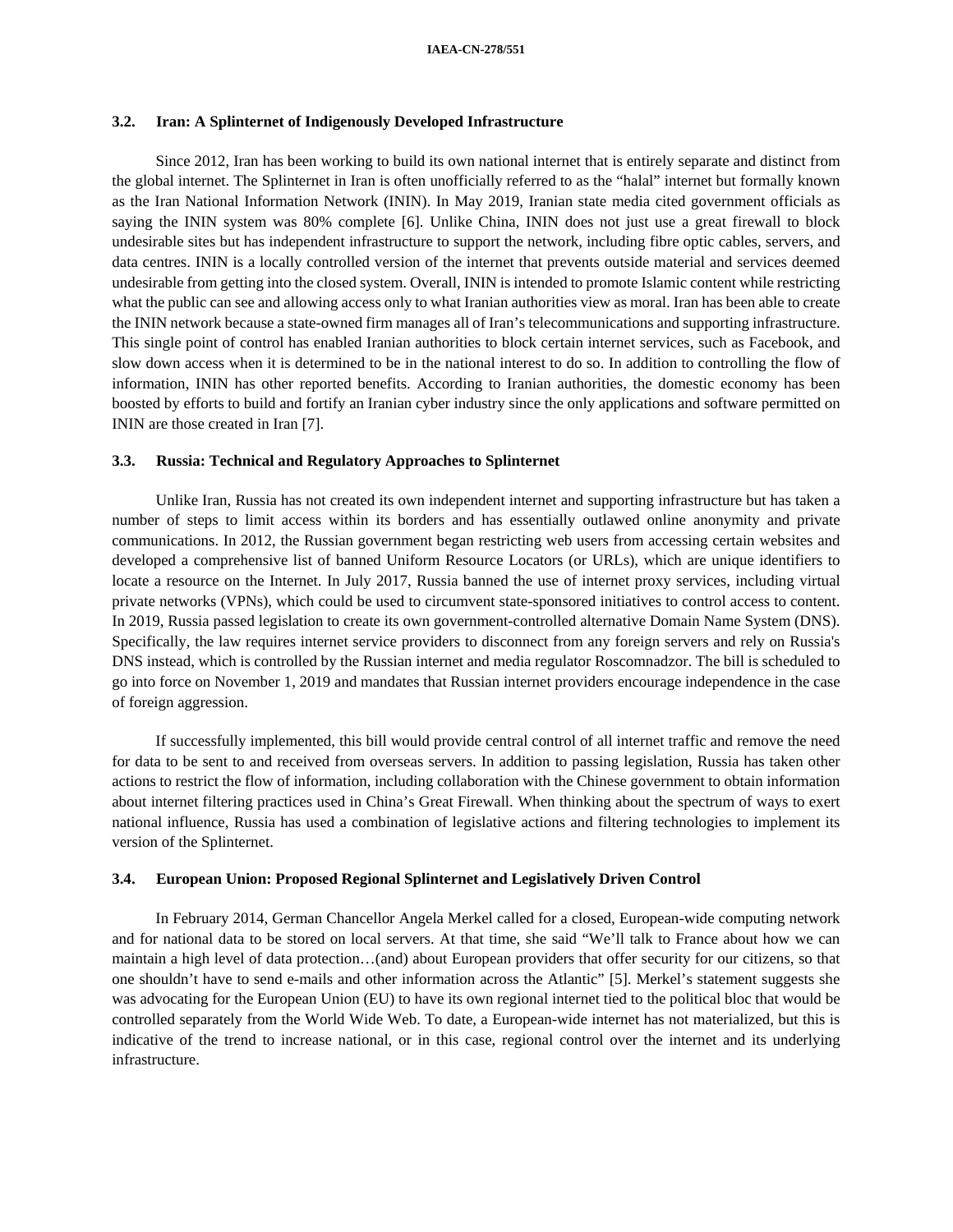### 3.2. Iran: A Splinternet of Indigenously Developed Infrastructure

Since 2012, Iran has been working to build its own national internet that is entirely separate and distinct from the global internet. The Splinternet in Iran is often unofficially referred to as the "halal" internet but formally known as the Iran National Information Network (ININ). In May 2019, Iranian state media cited government officials as saying the ININ system was 80% complete [6]. Unlike China, ININ does not just use a great firewall to block undesirable sites but has independent infrastructure to support the network, including fibre optic cables, servers, and data centres. ININ is a locally controlled version of the internet that prevents outside material and services deemed undesirable from getting into the closed system. Overall, ININ is intended to promote Islamic content while restricting what the public can see and allowing access only to what Iranian authorities view as moral. Iran has been able to create the ININ network because a state-owned firm manages all of Iran's telecommunications and supporting infrastructure. This single point of control has enabled Iranian authorities to block certain internet services, such as Facebook, and slow down access when it is determined to be in the national interest to do so. In addition to controlling the flow of information, ININ has other reported benefits. According to Iranian authorities, the domestic economy has been boosted by efforts to build and fortify an Iranian cyber industry since the only applications and software permitted on ININ are those created in Iran [7].

### 3.3. Russia: Technical and Regulatory Approaches to Splinternet

Unlike Iran, Russia has not created its own independent internet and supporting infrastructure but has taken a number of steps to limit access within its borders and has essentially outlawed online anonymity and private communications. In 2012, the Russian government began restricting web users from accessing certain websites and developed a comprehensive list of banned Uniform Resource Locators (or URLs), which are unique identifiers to locate a resource on the Internet. In July 2017, Russia banned the use of internet proxy services, including virtual private networks (VPNs), which could be used to circumvent state-sponsored initiatives to control access to content. In 2019, Russia passed legislation to create its own government-controlled alternative Domain Name System (DNS). Specifically, the law requires internet service providers to disconnect from any foreign servers and rely on Russia's DNS instead, which is controlled by the Russian internet and media regulator Roscomnadzor. The bill is scheduled to go into force on November 1, 2019 and mandates that Russian internet providers encourage independence in the case of foreign aggression.

If successfully implemented, this bill would provide central control of all internet traffic and remove the need for data to be sent to and received from overseas servers. In addition to passing legislation, Russia has taken other actions to restrict the flow of information, including collaboration with the Chinese government to obtain information about internet filtering practices used in China's Great Firewall. When thinking about the spectrum of ways to exert national influence, Russia has used a combination of legislative actions and filtering technologies to implement its version of the Splinternet.

### 3.4. European Union: Proposed Regional Splinternet and Legislatively Driven Control

In February 2014, German Chancellor Angela Merkel called for a closed, European-wide computing network and for national data to be stored on local servers. At that time, she said "We'll talk to France about how we can maintain a high level of data protection…(and) about European providers that offer security for our citizens, so that one shouldn't have to send e-mails and other information across the Atlantic" [5]. Merkel's statement suggests she was advocating for the European Union (EU) to have its own regional internet tied to the political bloc that would be controlled separately from the World Wide Web. To date, a European-wide internet has not materialized, but this is indicative of the trend to increase national, or in this case, regional control over the internet and its underlying infrastructure.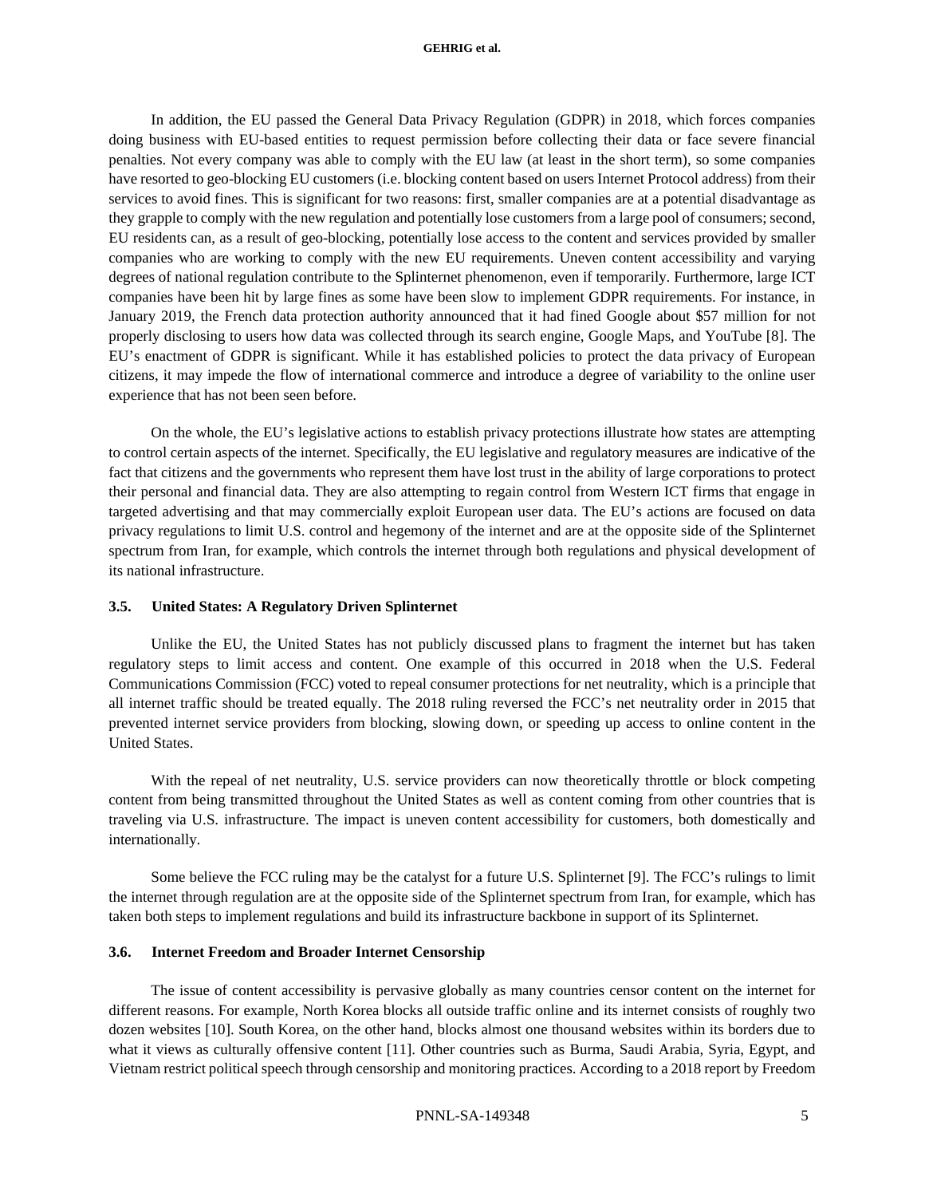In addition, the EU passed the General Data Privacy Regulation (GDPR) in 2018, which forces companies doing business with EU-based entities to request permission before collecting their data or face severe financial penalties. Not every company was able to comply with the EU law (at least in the short term), so some companies have resorted to geo-blocking EU customers (i.e. blocking content based on users Internet Protocol address) from their services to avoid fines. This is significant for two reasons: first, smaller companies are at a potential disadvantage as they grapple to comply with the new regulation and potentially lose customers from a large pool of consumers; second, EU residents can, as a result of geo-blocking, potentially lose access to the content and services provided by smaller companies who are working to comply with the new EU requirements. Uneven content accessibility and varying degrees of national regulation contribute to the Splinternet phenomenon, even if temporarily. Furthermore, large ICT companies have been hit by large fines as some have been slow to implement GDPR requirements. For instance, in January 2019, the French data protection authority announced that it had fined Google about $57 million for not properly disclosing to users how data was collected through its search engine, Google Maps, and YouTube [8]. The EU's enactment of GDPR is significant. While it has established policies to protect the data privacy of European citizens, it may impede the flow of international commerce and introduce a degree of variability to the online user experience that has not been seen before.

On the whole, the EU's legislative actions to establish privacy protections illustrate how states are attempting to control certain aspects of the internet. Specifically, the EU legislative and regulatory measures are indicative of the fact that citizens and the governments who represent them have lost trust in the ability of large corporations to protect their personal and financial data. They are also attempting to regain control from Western ICT firms that engage in targeted advertising and that may commercially exploit European user data. The EU's actions are focused on data privacy regulations to limit U.S. control and hegemony of the internet and are at the opposite side of the Splinternet spectrum from Iran, for example, which controls the internet through both regulations and physical development of its national infrastructure.

### 3.5. United States: A Regulatory Driven Splinternet

Unlike the EU, the United States has not publicly discussed plans to fragment the internet but has taken regulatory steps to limit access and content. One example of this occurred in 2018 when the U.S. Federal Communications Commission (FCC) voted to repeal consumer protections for net neutrality, which is a principle that all internet traffic should be treated equally. The 2018 ruling reversed the FCC's net neutrality order in 2015 that prevented internet service providers from blocking, slowing down, or speeding up access to online content in the United States.

With the repeal of net neutrality, U.S. service providers can now theoretically throttle or block competing content from being transmitted throughout the United States as well as content coming from other countries that is traveling via U.S. infrastructure. The impact is uneven content accessibility for customers, both domestically and internationally.

Some believe the FCC ruling may be the catalyst for a future U.S. Splinternet [9]. The FCC's rulings to limit the internet through regulation are at the opposite side of the Splinternet spectrum from Iran, for example, which has taken both steps to implement regulations and build its infrastructure backbone in support of its Splinternet.

### 3.6. Internet Freedom and Broader Internet Censorship

The issue of content accessibility is pervasive globally as many countries censor content on the internet for different reasons. For example, North Korea blocks all outside traffic online and its internet consists of roughly two dozen websites [10]. South Korea, on the other hand, blocks almost one thousand websites within its borders due to what it views as culturally offensive content [11]. Other countries such as Burma, Saudi Arabia, Syria, Egypt, and Vietnam restrict political speech through censorship and monitoring practices. According to a 2018 report by Freedom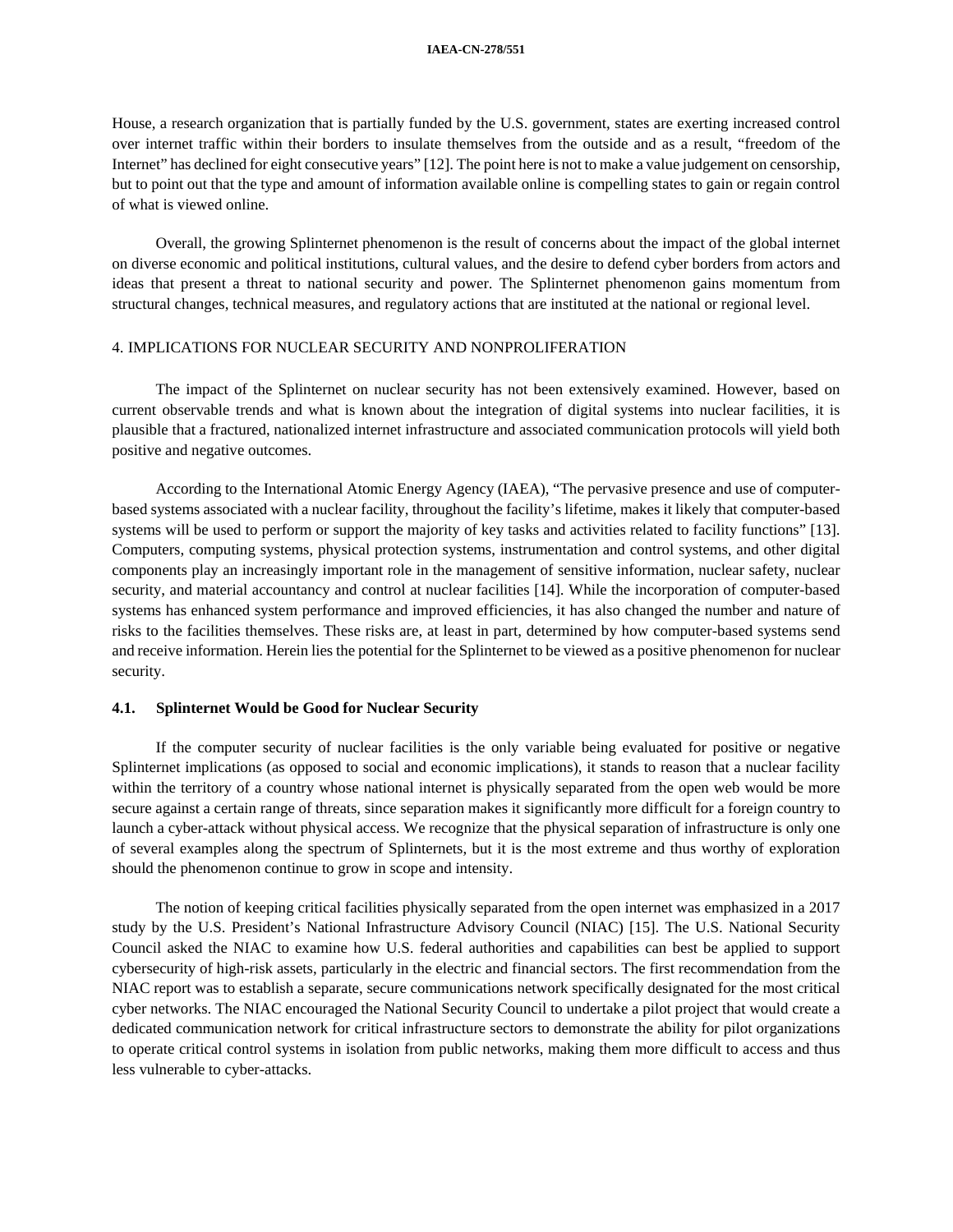House, a research organization that is partially funded by the U.S. government, states are exerting increased control over internet traffic within their borders to insulate themselves from the outside and as a result, "freedom of the Internet" has declined for eight consecutive years" [12]. The point here is not to make a value judgement on censorship, but to point out that the type and amount of information available online is compelling states to gain or regain control of what is viewed online.

Overall, the growing Splinternet phenomenon is the result of concerns about the impact of the global internet on diverse economic and political institutions, cultural values, and the desire to defend cyber borders from actors and ideas that present a threat to national security and power. The Splinternet phenomenon gains momentum from structural changes, technical measures, and regulatory actions that are instituted at the national or regional level.

## 4. IMPLICATIONS FOR NUCLEAR SECURITY AND NONPROLIFERATION

The impact of the Splinternet on nuclear security has not been extensively examined. However, based on current observable trends and what is known about the integration of digital systems into nuclear facilities, it is plausible that a fractured, nationalized internet infrastructure and associated communication protocols will yield both positive and negative outcomes.

According to the International Atomic Energy Agency (IAEA), "The pervasive presence and use of computer-based systems associated with a nuclear facility, throughout the facility's lifetime, makes it likely that computer-based systems will be used to perform or support the majority of key tasks and activities related to facility functions" [13]. Computers, computing systems, physical protection systems, instrumentation and control systems, and other digital components play an increasingly important role in the management of sensitive information, nuclear safety, nuclear security, and material accountancy and control at nuclear facilities [14]. While the incorporation of computer-based systems has enhanced system performance and improved efficiencies, it has also changed the number and nature of risks to the facilities themselves. These risks are, at least in part, determined by how computer-based systems send and receive information. Herein lies the potential for the Splinternet to be viewed as a positive phenomenon for nuclear security.

### 4.1. Splinternet Would be Good for Nuclear Security

If the computer security of nuclear facilities is the only variable being evaluated for positive or negative Splinternet implications (as opposed to social and economic implications), it stands to reason that a nuclear facility within the territory of a country whose national internet is physically separated from the open web would be more secure against a certain range of threats, since separation makes it significantly more difficult for a foreign country to launch a cyber-attack without physical access. We recognize that the physical separation of infrastructure is only one of several examples along the spectrum of Splinternets, but it is the most extreme and thus worthy of exploration should the phenomenon continue to grow in scope and intensity.

The notion of keeping critical facilities physically separated from the open internet was emphasized in a 2017 study by the U.S. President's National Infrastructure Advisory Council (NIAC) [15]. The U.S. National Security Council asked the NIAC to examine how U.S. federal authorities and capabilities can best be applied to support cybersecurity of high-risk assets, particularly in the electric and financial sectors. The first recommendation from the NIAC report was to establish a separate, secure communications network specifically designated for the most critical cyber networks. The NIAC encouraged the National Security Council to undertake a pilot project that would create a dedicated communication network for critical infrastructure sectors to demonstrate the ability for pilot organizations to operate critical control systems in isolation from public networks, making them more difficult to access and thus less vulnerable to cyber-attacks.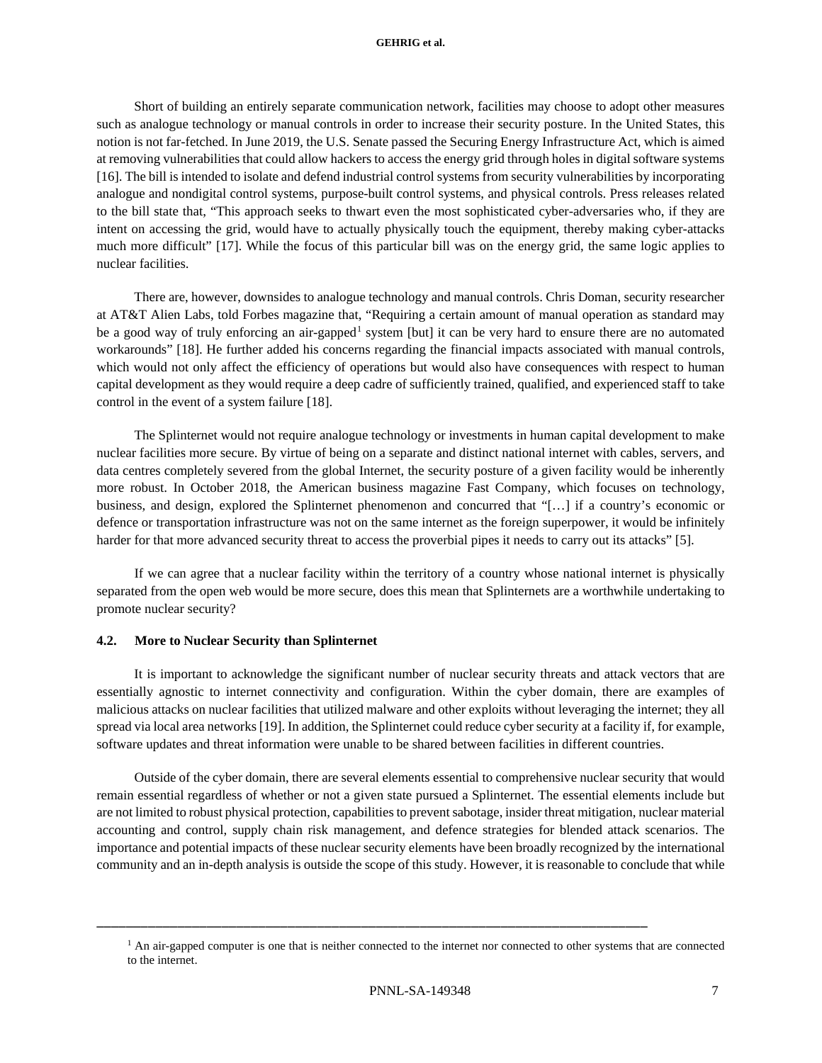Short of building an entirely separate communication network, facilities may choose to adopt other measures such as analogue technology or manual controls in order to increase their security posture. In the United States, this notion is not far-fetched. In June 2019, the U.S. Senate passed the Securing Energy Infrastructure Act, which is aimed at removing vulnerabilities that could allow hackers to access the energy grid through holes in digital software systems [16]. The bill is intended to isolate and defend industrial control systems from security vulnerabilities by incorporating analogue and nondigital control systems, purpose-built control systems, and physical controls. Press releases related to the bill state that, "This approach seeks to thwart even the most sophisticated cyber-adversaries who, if they are intent on accessing the grid, would have to actually physically touch the equipment, thereby making cyber-attacks much more difficult" [17]. While the focus of this particular bill was on the energy grid, the same logic applies to nuclear facilities.

There are, however, downsides to analogue technology and manual controls. Chris Doman, security researcher at AT&T Alien Labs, told Forbes magazine that, "Requiring a certain amount of manual operation as standard may be a good way of truly enforcing an air-gapped[1] system [but] it can be very hard to ensure there are no automated workarounds" [18]. He further added his concerns regarding the financial impacts associated with manual controls, which would not only affect the efficiency of operations but would also have consequences with respect to human capital development as they would require a deep cadre of sufficiently trained, qualified, and experienced staff to take control in the event of a system failure [18].

The Splinternet would not require analogue technology or investments in human capital development to make nuclear facilities more secure. By virtue of being on a separate and distinct national internet with cables, servers, and data centres completely severed from the global Internet, the security posture of a given facility would be inherently more robust. In October 2018, the American business magazine Fast Company, which focuses on technology, business, and design, explored the Splinternet phenomenon and concurred that "[…] if a country's economic or defence or transportation infrastructure was not on the same internet as the foreign superpower, it would be infinitely harder for that more advanced security threat to access the proverbial pipes it needs to carry out its attacks" [5].

If we can agree that a nuclear facility within the territory of a country whose national internet is physically separated from the open web would be more secure, does this mean that Splinternets are a worthwhile undertaking to promote nuclear security?

### 4.2. More to Nuclear Security than Splinternet

It is important to acknowledge the significant number of nuclear security threats and attack vectors that are essentially agnostic to internet connectivity and configuration. Within the cyber domain, there are examples of malicious attacks on nuclear facilities that utilized malware and other exploits without leveraging the internet; they all spread via local area networks [19]. In addition, the Splinternet could reduce cyber security at a facility if, for example, software updates and threat information were unable to be shared between facilities in different countries.

Outside of the cyber domain, there are several elements essential to comprehensive nuclear security that would remain essential regardless of whether or not a given state pursued a Splinternet. The essential elements include but are not limited to robust physical protection, capabilities to prevent sabotage, insider threat mitigation, nuclear material accounting and control, supply chain risk management, and defence strategies for blended attack scenarios. The importance and potential impacts of these nuclear security elements have been broadly recognized by the international community and an in-depth analysis is outside the scope of this study. However, it is reasonable to conclude that while

---

[1] An air-gapped computer is one that is neither connected to the internet nor connected to other systems that are connected to the internet.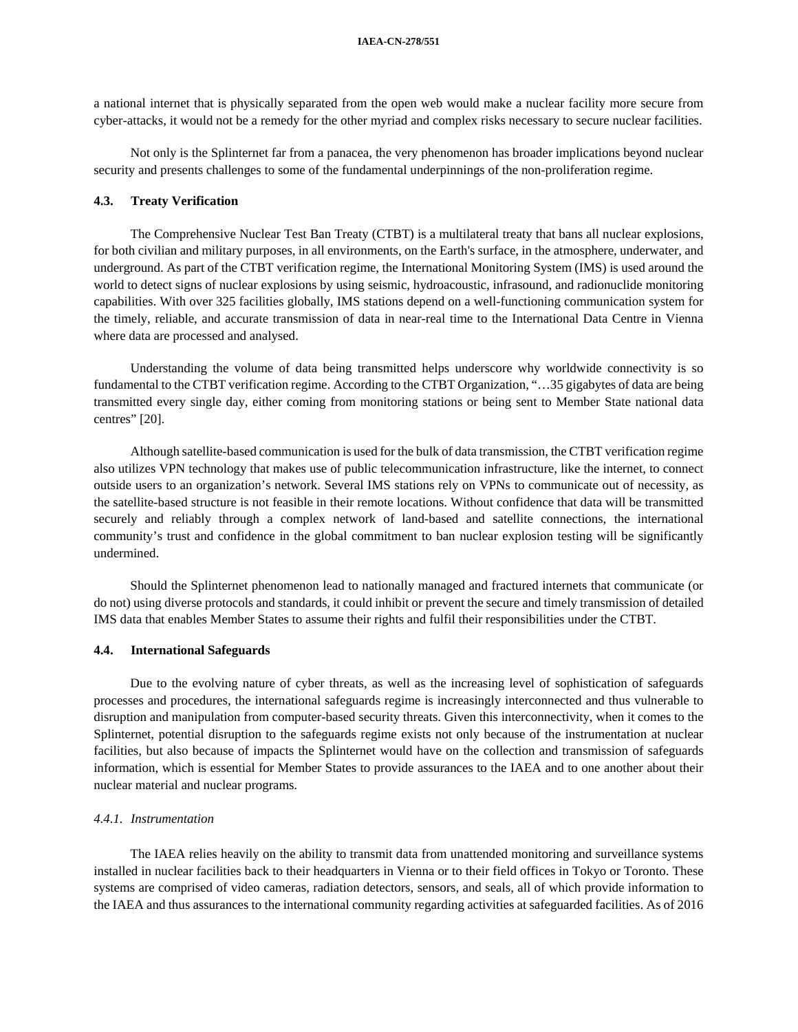a national internet that is physically separated from the open web would make a nuclear facility more secure from cyber-attacks, it would not be a remedy for the other myriad and complex risks necessary to secure nuclear facilities.

Not only is the Splinternet far from a panacea, the very phenomenon has broader implications beyond nuclear security and presents challenges to some of the fundamental underpinnings of the non-proliferation regime.

### 4.3. Treaty Verification

The Comprehensive Nuclear Test Ban Treaty (CTBT) is a multilateral treaty that bans all nuclear explosions, for both civilian and military purposes, in all environments, on the Earth's surface, in the atmosphere, underwater, and underground. As part of the CTBT verification regime, the International Monitoring System (IMS) is used around the world to detect signs of nuclear explosions by using seismic, hydroacoustic, infrasound, and radionuclide monitoring capabilities. With over 325 facilities globally, IMS stations depend on a well-functioning communication system for the timely, reliable, and accurate transmission of data in near-real time to the International Data Centre in Vienna where data are processed and analysed.

Understanding the volume of data being transmitted helps underscore why worldwide connectivity is so fundamental to the CTBT verification regime. According to the CTBT Organization, "…35 gigabytes of data are being transmitted every single day, either coming from monitoring stations or being sent to Member State national data centres" [20].

Although satellite-based communication is used for the bulk of data transmission, the CTBT verification regime also utilizes VPN technology that makes use of public telecommunication infrastructure, like the internet, to connect outside users to an organization's network. Several IMS stations rely on VPNs to communicate out of necessity, as the satellite-based structure is not feasible in their remote locations. Without confidence that data will be transmitted securely and reliably through a complex network of land-based and satellite connections, the international community's trust and confidence in the global commitment to ban nuclear explosion testing will be significantly undermined.

Should the Splinternet phenomenon lead to nationally managed and fractured internets that communicate (or do not) using diverse protocols and standards, it could inhibit or prevent the secure and timely transmission of detailed IMS data that enables Member States to assume their rights and fulfil their responsibilities under the CTBT.

### 4.4. International Safeguards

Due to the evolving nature of cyber threats, as well as the increasing level of sophistication of safeguards processes and procedures, the international safeguards regime is increasingly interconnected and thus vulnerable to disruption and manipulation from computer-based security threats. Given this interconnectivity, when it comes to the Splinternet, potential disruption to the safeguards regime exists not only because of the instrumentation at nuclear facilities, but also because of impacts the Splinternet would have on the collection and transmission of safeguards information, which is essential for Member States to provide assurances to the IAEA and to one another about their nuclear material and nuclear programs.

#### *4.4.1. Instrumentation*

The IAEA relies heavily on the ability to transmit data from unattended monitoring and surveillance systems installed in nuclear facilities back to their headquarters in Vienna or to their field offices in Tokyo or Toronto. These systems are comprised of video cameras, radiation detectors, sensors, and seals, all of which provide information to the IAEA and thus assurances to the international community regarding activities at safeguarded facilities. As of 2016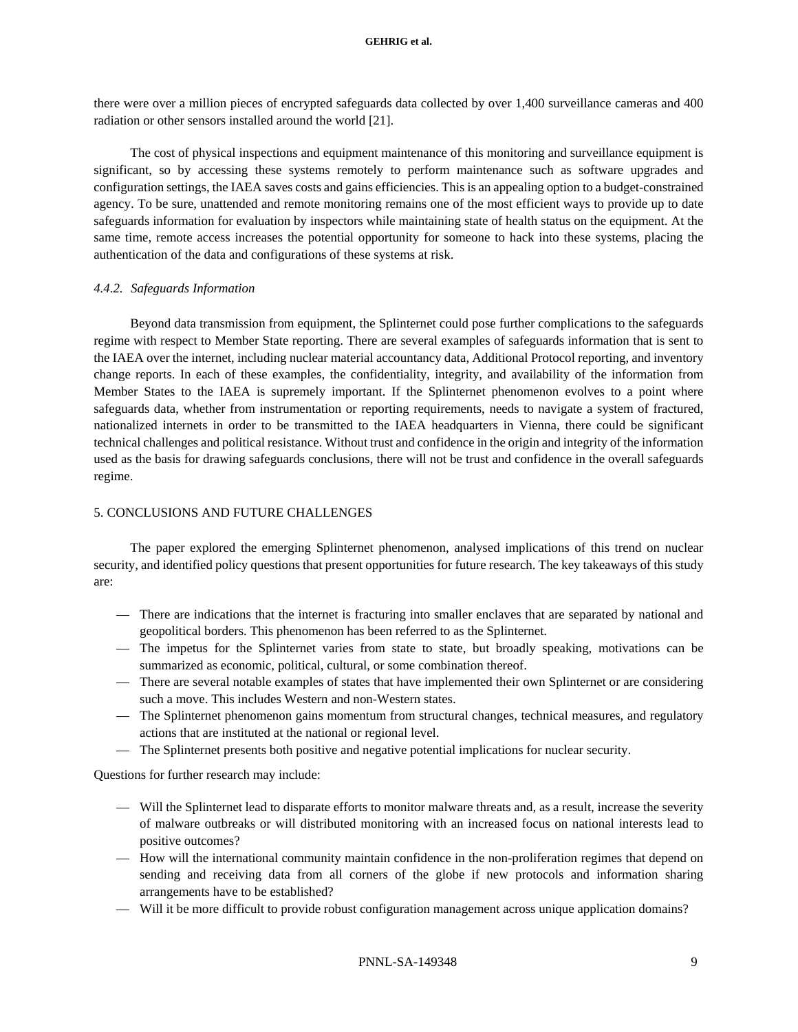there were over a million pieces of encrypted safeguards data collected by over 1,400 surveillance cameras and 400 radiation or other sensors installed around the world [21].

The cost of physical inspections and equipment maintenance of this monitoring and surveillance equipment is significant, so by accessing these systems remotely to perform maintenance such as software upgrades and configuration settings, the IAEA saves costs and gains efficiencies. This is an appealing option to a budget-constrained agency. To be sure, unattended and remote monitoring remains one of the most efficient ways to provide up to date safeguards information for evaluation by inspectors while maintaining state of health status on the equipment. At the same time, remote access increases the potential opportunity for someone to hack into these systems, placing the authentication of the data and configurations of these systems at risk.

#### *4.4.2. Safeguards Information*

Beyond data transmission from equipment, the Splinternet could pose further complications to the safeguards regime with respect to Member State reporting. There are several examples of safeguards information that is sent to the IAEA over the internet, including nuclear material accountancy data, Additional Protocol reporting, and inventory change reports. In each of these examples, the confidentiality, integrity, and availability of the information from Member States to the IAEA is supremely important. If the Splinternet phenomenon evolves to a point where safeguards data, whether from instrumentation or reporting requirements, needs to navigate a system of fractured, nationalized internets in order to be transmitted to the IAEA headquarters in Vienna, there could be significant technical challenges and political resistance. Without trust and confidence in the origin and integrity of the information used as the basis for drawing safeguards conclusions, there will not be trust and confidence in the overall safeguards regime.

## 5. CONCLUSIONS AND FUTURE CHALLENGES

The paper explored the emerging Splinternet phenomenon, analysed implications of this trend on nuclear security, and identified policy questions that present opportunities for future research. The key takeaways of this study are:

- There are indications that the internet is fracturing into smaller enclaves that are separated by national and geopolitical borders. This phenomenon has been referred to as the Splinternet.
- The impetus for the Splinternet varies from state to state, but broadly speaking, motivations can be summarized as economic, political, cultural, or some combination thereof.
- There are several notable examples of states that have implemented their own Splinternet or are considering such a move. This includes Western and non-Western states.
- The Splinternet phenomenon gains momentum from structural changes, technical measures, and regulatory actions that are instituted at the national or regional level.
- The Splinternet presents both positive and negative potential implications for nuclear security.

Questions for further research may include:

- Will the Splinternet lead to disparate efforts to monitor malware threats and, as a result, increase the severity of malware outbreaks or will distributed monitoring with an increased focus on national interests lead to positive outcomes?
- How will the international community maintain confidence in the non-proliferation regimes that depend on sending and receiving data from all corners of the globe if new protocols and information sharing arrangements have to be established?
- Will it be more difficult to provide robust configuration management across unique application domains?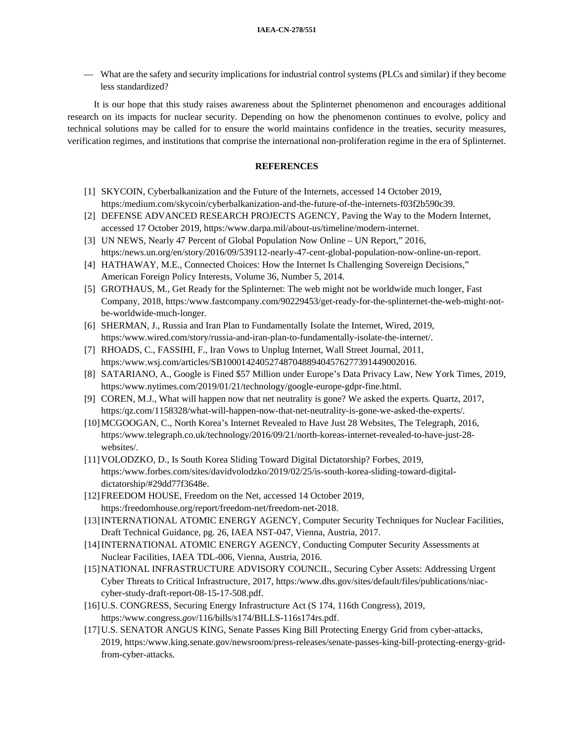— What are the safety and security implications for industrial control systems (PLCs and similar) if they become less standardized?

It is our hope that this study raises awareness about the Splinternet phenomenon and encourages additional research on its impacts for nuclear security. Depending on how the phenomenon continues to evolve, policy and technical solutions may be called for to ensure the world maintains confidence in the treaties, security measures, verification regimes, and institutions that comprise the international non-proliferation regime in the era of Splinternet.

## REFERENCES

[1] SKYCOIN, Cyberbalkanization and the Future of the Internets, accessed 14 October 2019, https:/medium.com/skycoin/cyberbalkanization-and-the-future-of-the-internets-f03f2b590c39.

[2] DEFENSE ADVANCED RESEARCH PROJECTS AGENCY, Paving the Way to the Modern Internet, accessed 17 October 2019, https:/www.darpa.mil/about-us/timeline/modern-internet.

[3] UN NEWS, Nearly 47 Percent of Global Population Now Online – UN Report," 2016, https:/news.un.org/en/story/2016/09/539112-nearly-47-cent-global-population-now-online-un-report.

[4] HATHAWAY, M.E., Connected Choices: How the Internet Is Challenging Sovereign Decisions," American Foreign Policy Interests, Volume 36, Number 5, 2014.

[5] GROTHAUS, M., Get Ready for the Splinternet: The web might not be worldwide much longer, Fast Company, 2018, https:/www.fastcompany.com/90229453/get-ready-for-the-splinternet-the-web-might-not-be-worldwide-much-longer.

[6] SHERMAN, J., Russia and Iran Plan to Fundamentally Isolate the Internet, Wired, 2019, https:/www.wired.com/story/russia-and-iran-plan-to-fundamentally-isolate-the-internet/.

[7] RHOADS, C., FASSIHI, F., Iran Vows to Unplug Internet, Wall Street Journal, 2011, https:/www.wsj.com/articles/SB10001424052748704889404576277391449002016.

[8] SATARIANO, A., Google is Fined $57 Million under Europe's Data Privacy Law, New York Times, 2019, https:/www.nytimes.com/2019/01/21/technology/google-europe-gdpr-fine.html.

[9] COREN, M.J., What will happen now that net neutrality is gone? We asked the experts. Quartz, 2017, https:/qz.com/1158328/what-will-happen-now-that-net-neutrality-is-gone-we-asked-the-experts/.

[10] MCGOOGAN, C., North Korea's Internet Revealed to Have Just 28 Websites, The Telegraph, 2016, https:/www.telegraph.co.uk/technology/2016/09/21/north-koreas-internet-revealed-to-have-just-28-websites/.

[11] VOLODZKO, D., Is South Korea Sliding Toward Digital Dictatorship? Forbes, 2019, https:/www.forbes.com/sites/davidvolodzko/2019/02/25/is-south-korea-sliding-toward-digital-dictatorship/#29dd77f3648e.

[12] FREEDOM HOUSE, Freedom on the Net, accessed 14 October 2019, https:/freedomhouse.org/report/freedom-net/freedom-net-2018.

[13] INTERNATIONAL ATOMIC ENERGY AGENCY, Computer Security Techniques for Nuclear Facilities, Draft Technical Guidance, pg. 26, IAEA NST-047, Vienna, Austria, 2017.

[14] INTERNATIONAL ATOMIC ENERGY AGENCY, Conducting Computer Security Assessments at Nuclear Facilities, IAEA TDL-006, Vienna, Austria, 2016.

[15] NATIONAL INFRASTRUCTURE ADVISORY COUNCIL, Securing Cyber Assets: Addressing Urgent Cyber Threats to Critical Infrastructure, 2017, https:/www.dhs.gov/sites/default/files/publications/niac-cyber-study-draft-report-08-15-17-508.pdf.

[16] U.S. CONGRESS, Securing Energy Infrastructure Act (S 174, 116th Congress), 2019, https:/www.congress.*gov*/116/bills/s174/BILLS-116s174rs.pdf.

[17] U.S. SENATOR ANGUS KING, Senate Passes King Bill Protecting Energy Grid from cyber-attacks, 2019, https:/www.king.senate.gov/newsroom/press-releases/senate-passes-king-bill-protecting-energy-grid-from-cyber-attacks.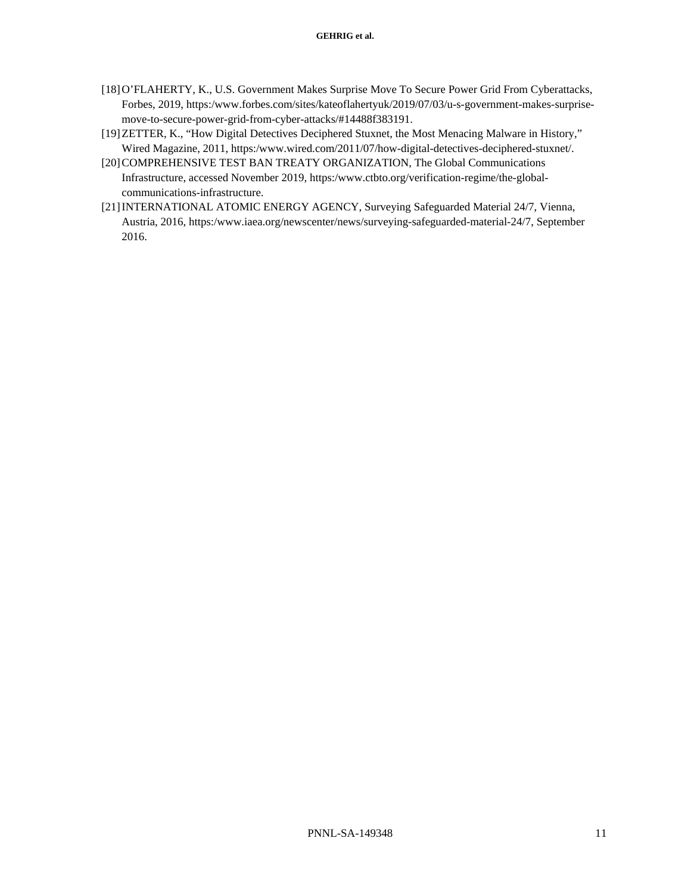[18] O'FLAHERTY, K., U.S. Government Makes Surprise Move To Secure Power Grid From Cyberattacks, Forbes, 2019, https:/www.forbes.com/sites/kateoflahertyuk/2019/07/03/u-s-government-makes-surprise-move-to-secure-power-grid-from-cyber-attacks/#14488f383191.

[19] ZETTER, K., "How Digital Detectives Deciphered Stuxnet, the Most Menacing Malware in History," Wired Magazine, 2011, https:/www.wired.com/2011/07/how-digital-detectives-deciphered-stuxnet/.

[20] COMPREHENSIVE TEST BAN TREATY ORGANIZATION, The Global Communications Infrastructure, accessed November 2019, https:/www.ctbto.org/verification-regime/the-global-communications-infrastructure.

[21] INTERNATIONAL ATOMIC ENERGY AGENCY, Surveying Safeguarded Material 24/7, Vienna, Austria, 2016, https:/www.iaea.org/newscenter/news/surveying-safeguarded-material-24/7, September 2016.